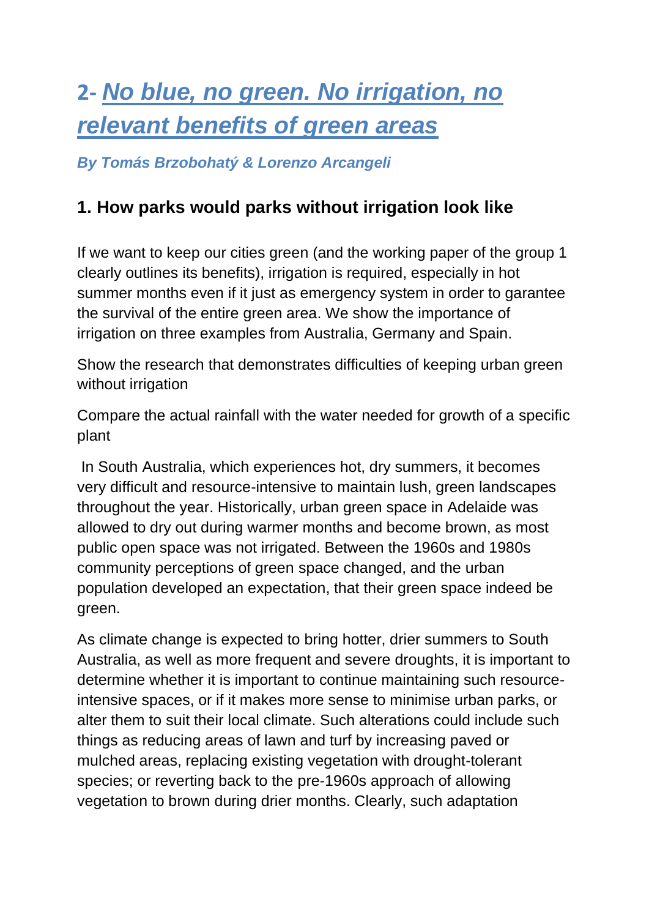# 2- *No blue, no green. No irrigation, no relevant benefits of green areas*

***By Tomás Brzobohatý & Lorenzo Arcangeli***

## 1. How parks would parks without irrigation look like

If we want to keep our cities green (and the working paper of the group 1 clearly outlines its benefits), irrigation is required, especially in hot summer months even if it just as emergency system in order to garantee the survival of the entire green area. We show the importance of irrigation on three examples from Australia, Germany and Spain.

Show the research that demonstrates difficulties of keeping urban green without irrigation

Compare the actual rainfall with the water needed for growth of a specific plant

In South Australia, which experiences hot, dry summers, it becomes very difficult and resource-intensive to maintain lush, green landscapes throughout the year. Historically, urban green space in Adelaide was allowed to dry out during warmer months and become brown, as most public open space was not irrigated. Between the 1960s and 1980s community perceptions of green space changed, and the urban population developed an expectation, that their green space indeed be green.

As climate change is expected to bring hotter, drier summers to South Australia, as well as more frequent and severe droughts, it is important to determine whether it is important to continue maintaining such resource-intensive spaces, or if it makes more sense to minimise urban parks, or alter them to suit their local climate. Such alterations could include such things as reducing areas of lawn and turf by increasing paved or mulched areas, replacing existing vegetation with drought-tolerant species; or reverting back to the pre-1960s approach of allowing vegetation to brown during drier months. Clearly, such adaptation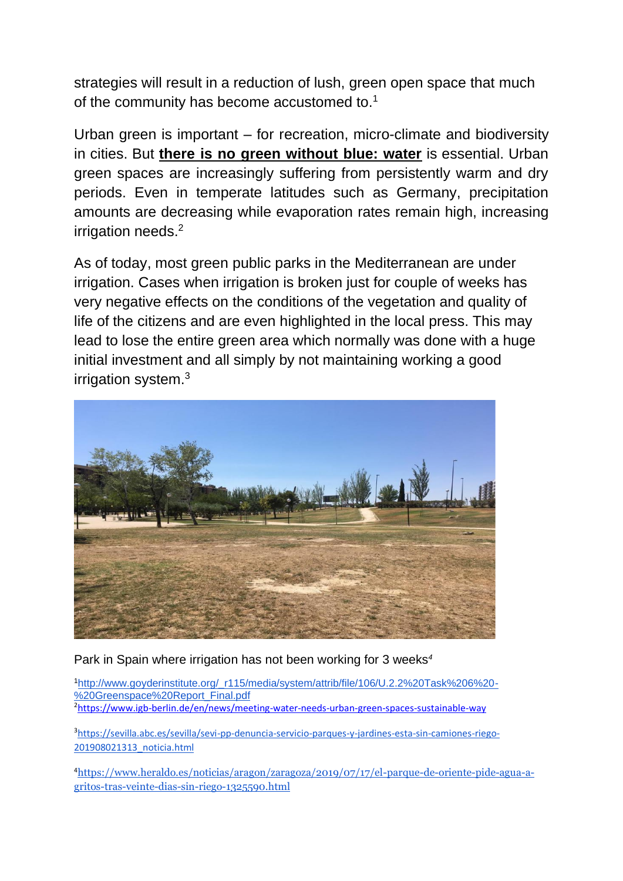strategies will result in a reduction of lush, green open space that much of the community has become accustomed to.[1]

Urban green is important – for recreation, micro-climate and biodiversity in cities. But **there is no green without blue: water** is essential. Urban green spaces are increasingly suffering from persistently warm and dry periods. Even in temperate latitudes such as Germany, precipitation amounts are decreasing while evaporation rates remain high, increasing irrigation needs.[2]

As of today, most green public parks in the Mediterranean are under irrigation. Cases when irrigation is broken just for couple of weeks has very negative effects on the conditions of the vegetation and quality of life of the citizens and are even highlighted in the local press. This may lead to lose the entire green area which normally was done with a huge initial investment and all simply by not maintaining working a good irrigation system.[3]

Park in Spain where irrigation has not been working for 3 weeks[4]

[1] http://www.goyderinstitute.org/_r115/media/system/attrib/file/106/U.2.2%20Task%206%20-%20Greenspace%20Report_Final.pdf

[2] https://www.igb-berlin.de/en/news/meeting-water-needs-urban-green-spaces-sustainable-way

[3] https://sevilla.abc.es/sevilla/sevi-pp-denuncia-servicio-parques-y-jardines-esta-sin-camiones-riego-201908021313_noticia.html

[4] https://www.heraldo.es/noticias/aragon/zaragoza/2019/07/17/el-parque-de-oriente-pide-agua-a-gritos-tras-veinte-dias-sin-riego-1325590.html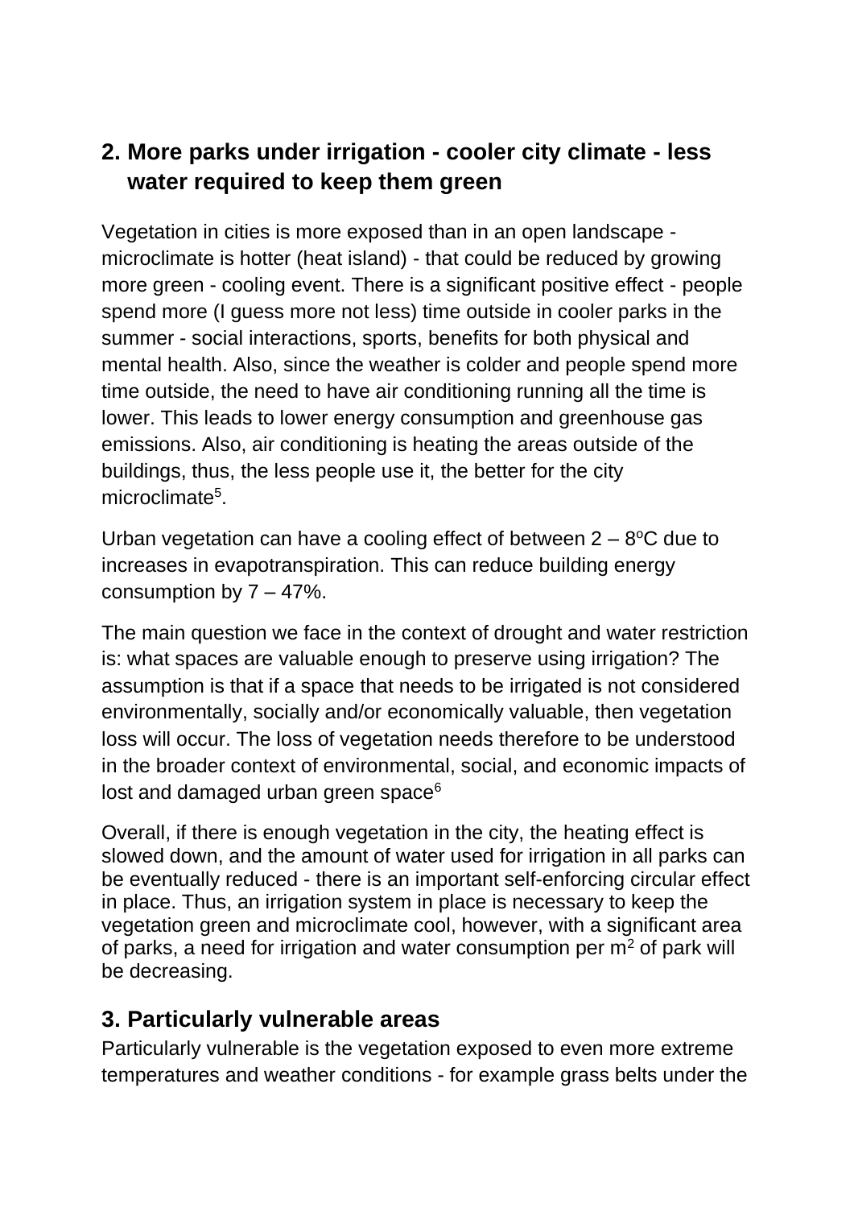## 2. More parks under irrigation - cooler city climate - less water required to keep them green

Vegetation in cities is more exposed than in an open landscape - microclimate is hotter (heat island) - that could be reduced by growing more green - cooling event. There is a significant positive effect - people spend more (I guess more not less) time outside in cooler parks in the summer - social interactions, sports, benefits for both physical and mental health. Also, since the weather is colder and people spend more time outside, the need to have air conditioning running all the time is lower. This leads to lower energy consumption and greenhouse gas emissions. Also, air conditioning is heating the areas outside of the buildings, thus, the less people use it, the better for the city microclimate[5].

Urban vegetation can have a cooling effect of between 2 – 8$^{o}$C due to increases in evapotranspiration. This can reduce building energy consumption by 7 – 47%.

The main question we face in the context of drought and water restriction is: what spaces are valuable enough to preserve using irrigation? The assumption is that if a space that needs to be irrigated is not considered environmentally, socially and/or economically valuable, then vegetation loss will occur. The loss of vegetation needs therefore to be understood in the broader context of environmental, social, and economic impacts of lost and damaged urban green space[6]

Overall, if there is enough vegetation in the city, the heating effect is slowed down, and the amount of water used for irrigation in all parks can be eventually reduced - there is an important self-enforcing circular effect in place. Thus, an irrigation system in place is necessary to keep the vegetation green and microclimate cool, however, with a significant area of parks, a need for irrigation and water consumption per $m^2$ of park will be decreasing.

## 3. Particularly vulnerable areas

Particularly vulnerable is the vegetation exposed to even more extreme temperatures and weather conditions - for example grass belts under the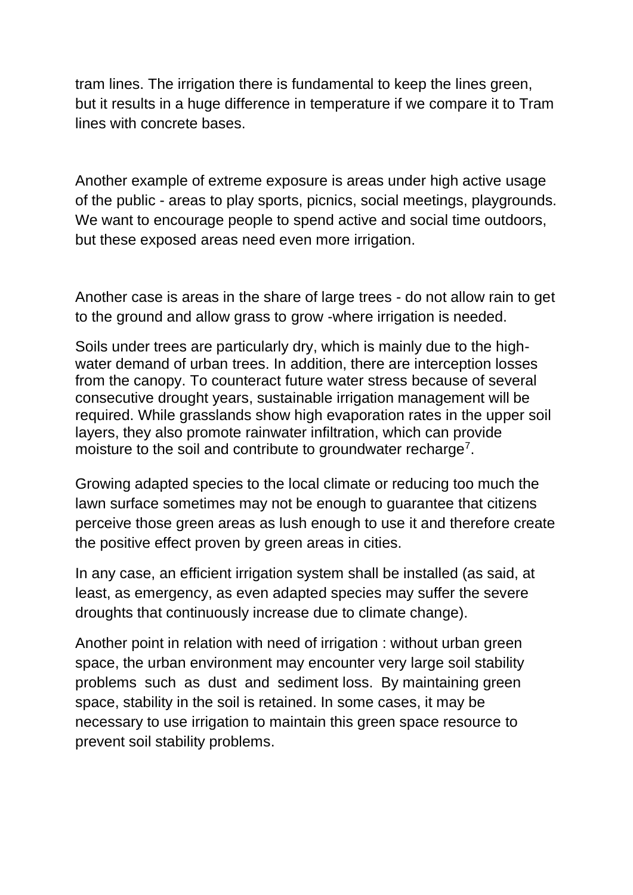tram lines. The irrigation there is fundamental to keep the lines green, but it results in a huge difference in temperature if we compare it to Tram lines with concrete bases.

Another example of extreme exposure is areas under high active usage of the public - areas to play sports, picnics, social meetings, playgrounds. We want to encourage people to spend active and social time outdoors, but these exposed areas need even more irrigation.

Another case is areas in the share of large trees - do not allow rain to get to the ground and allow grass to grow -where irrigation is needed.

Soils under trees are particularly dry, which is mainly due to the high-water demand of urban trees. In addition, there are interception losses from the canopy. To counteract future water stress because of several consecutive drought years, sustainable irrigation management will be required. While grasslands show high evaporation rates in the upper soil layers, they also promote rainwater infiltration, which can provide moisture to the soil and contribute to groundwater recharge[7].

Growing adapted species to the local climate or reducing too much the lawn surface sometimes may not be enough to guarantee that citizens perceive those green areas as lush enough to use it and therefore create the positive effect proven by green areas in cities.

In any case, an efficient irrigation system shall be installed (as said, at least, as emergency, as even adapted species may suffer the severe droughts that continuously increase due to climate change).

Another point in relation with need of irrigation : without urban green space, the urban environment may encounter very large soil stability problems such as dust and sediment loss. By maintaining green space, stability in the soil is retained. In some cases, it may be necessary to use irrigation to maintain this green space resource to prevent soil stability problems.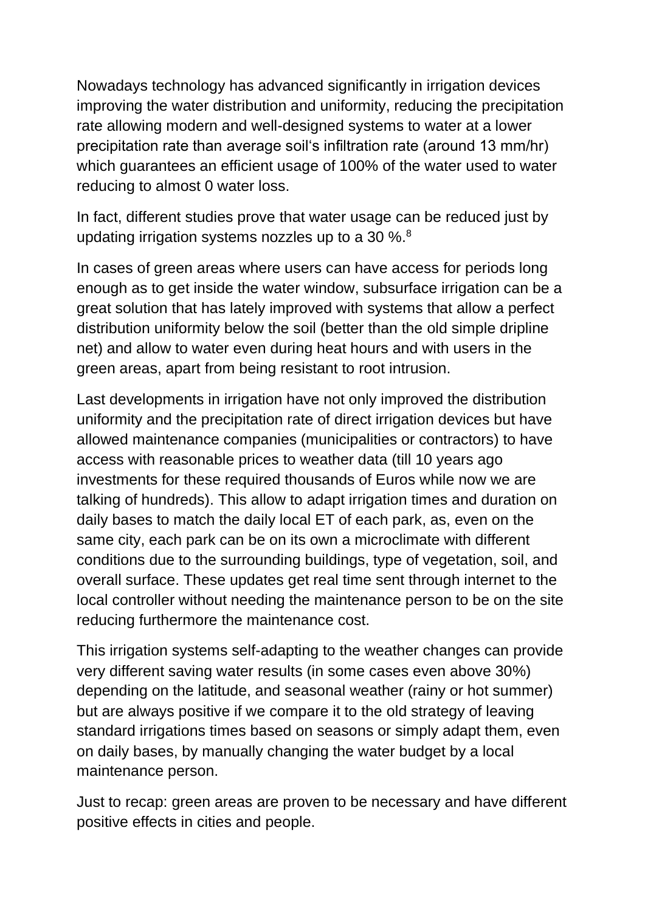Nowadays technology has advanced significantly in irrigation devices improving the water distribution and uniformity, reducing the precipitation rate allowing modern and well-designed systems to water at a lower precipitation rate than average soil‘s infiltration rate (around 13 mm/hr) which guarantees an efficient usage of 100% of the water used to water reducing to almost 0 water loss.

In fact, different studies prove that water usage can be reduced just by updating irrigation systems nozzles up to a 30 %.[8]

In cases of green areas where users can have access for periods long enough as to get inside the water window, subsurface irrigation can be a great solution that has lately improved with systems that allow a perfect distribution uniformity below the soil (better than the old simple dripline net) and allow to water even during heat hours and with users in the green areas, apart from being resistant to root intrusion.

Last developments in irrigation have not only improved the distribution uniformity and the precipitation rate of direct irrigation devices but have allowed maintenance companies (municipalities or contractors) to have access with reasonable prices to weather data (till 10 years ago investments for these required thousands of Euros while now we are talking of hundreds). This allow to adapt irrigation times and duration on daily bases to match the daily local ET of each park, as, even on the same city, each park can be on its own a microclimate with different conditions due to the surrounding buildings, type of vegetation, soil, and overall surface. These updates get real time sent through internet to the local controller without needing the maintenance person to be on the site reducing furthermore the maintenance cost.

This irrigation systems self-adapting to the weather changes can provide very different saving water results (in some cases even above 30%) depending on the latitude, and seasonal weather (rainy or hot summer) but are always positive if we compare it to the old strategy of leaving standard irrigations times based on seasons or simply adapt them, even on daily bases, by manually changing the water budget by a local maintenance person.

Just to recap: green areas are proven to be necessary and have different positive effects in cities and people.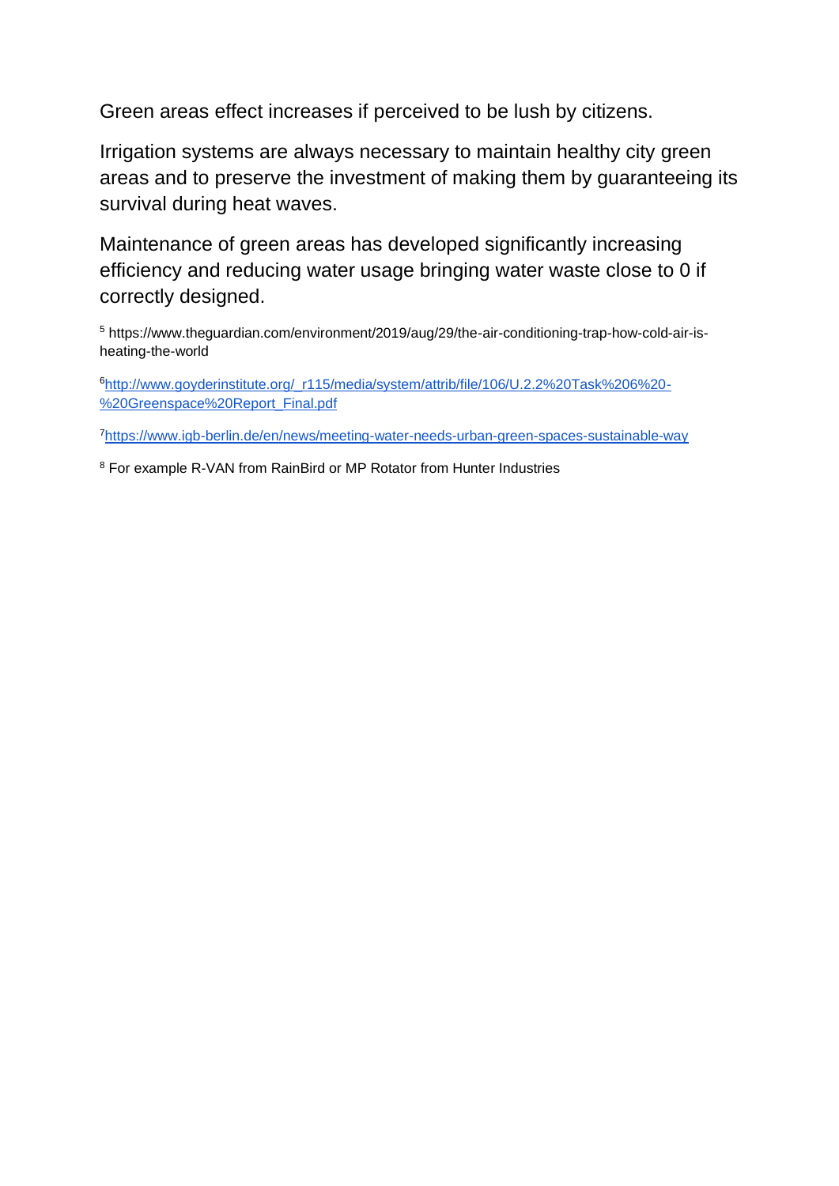Green areas effect increases if perceived to be lush by citizens.

Irrigation systems are always necessary to maintain healthy city green areas and to preserve the investment of making them by guaranteeing its survival during heat waves.

Maintenance of green areas has developed significantly increasing efficiency and reducing water usage bringing water waste close to 0 if correctly designed.

[5] https://www.theguardian.com/environment/2019/aug/29/the-air-conditioning-trap-how-cold-air-is-heating-the-world

[6] http://www.goyderinstitute.org/_r115/media/system/attrib/file/106/U.2.2%20Task%206%20-%20Greenspace%20Report_Final.pdf

[7] https://www.igb-berlin.de/en/news/meeting-water-needs-urban-green-spaces-sustainable-way

[8] For example R-VAN from RainBird or MP Rotator from Hunter Industries